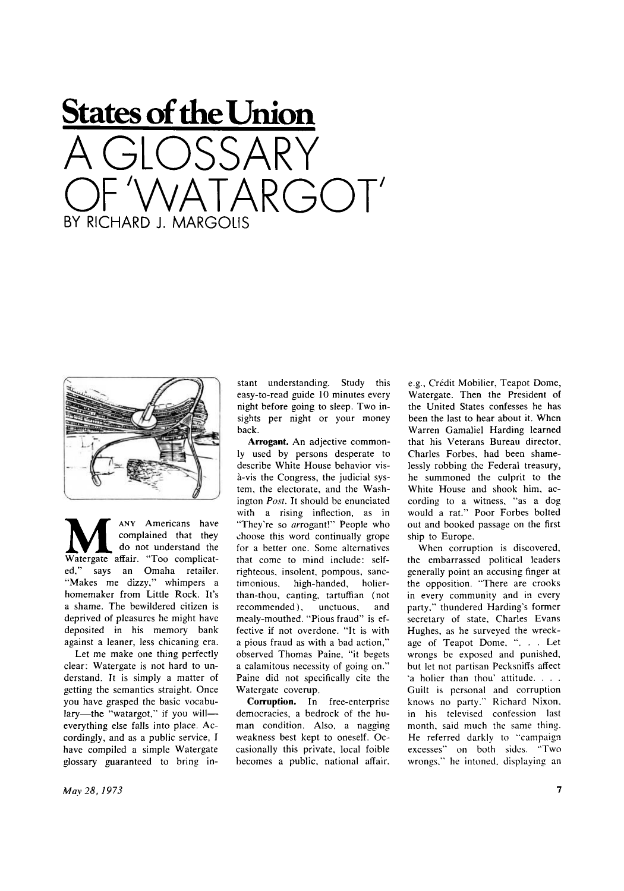# States of the Union

# A GLOSSARY OF 'WATARGOT'

BY RICHARD J. MARGOLIS

MANY Americans have complained that they do not understand the Watergate affair. "Too complicated," says an Omaha retailer. "Makes me dizzy," whimpers a homemaker from Little Rock. It's a shame. The bewildered citizen is deprived of pleasures he might have deposited in his memory bank against a leaner, less chicaning era.

Let me make one thing perfectly clear: Watergate is not hard to understand. It is simply a matter of getting the semantics straight. Once you have grasped the basic vocabulary—the "watargot," if you will—everything else falls into place. Accordingly, and as a public service, I have compiled a simple Watergate glossary guaranteed to bring instant understanding. Study this easy-to-read guide 10 minutes every night before going to sleep. Two insights per night or your money back.

**Arrogant.** An adjective commonly used by persons desperate to describe White House behavior vis-à-vis the Congress, the judicial system, the electorate, and the Washington *Post*. It should be enunciated with a rising inflection, as in "They're so *ar*rogant!" People who choose this word continually grope for a better one. Some alternatives that come to mind include: self-righteous, insolent, pompous, sanctimonious, high-handed, holier-than-thou, canting, tartuffian (not recommended), unctuous, and mealy-mouthed. "Pious fraud" is effective if not overdone. "It is with a pious fraud as with a bad action," observed Thomas Paine, "it begets a calamitous necessity of going on." Paine did not specifically cite the Watergate coverup.

**Corruption.** In free-enterprise democracies, a bedrock of the human condition. Also, a nagging weakness best kept to oneself. Occasionally this private, local foible becomes a public, national affair, e.g., Crédit Mobilier, Teapot Dome, Watergate. Then the President of the United States confesses he has been the last to hear about it. When Warren Gamaliel Harding learned that his Veterans Bureau director, Charles Forbes, had been shamelessly robbing the Federal treasury, he summoned the culprit to the White House and shook him, according to a witness, "as a dog would a rat." Poor Forbes bolted out and booked passage on the first ship to Europe.

When corruption is discovered, the embarrassed political leaders generally point an accusing finger at the opposition. "There are crooks in every community and in every party," thundered Harding's former secretary of state, Charles Evans Hughes, as he surveyed the wreckage of Teapot Dome, ". . . Let wrongs be exposed and punished, but let not partisan Pecksniffs affect 'a holier than thou' attitude. . . . Guilt is personal and corruption knows no party." Richard Nixon, in his televised confession last month, said much the same thing. He referred darkly to "campaign excesses" on both sides. "Two wrongs," he intoned, displaying an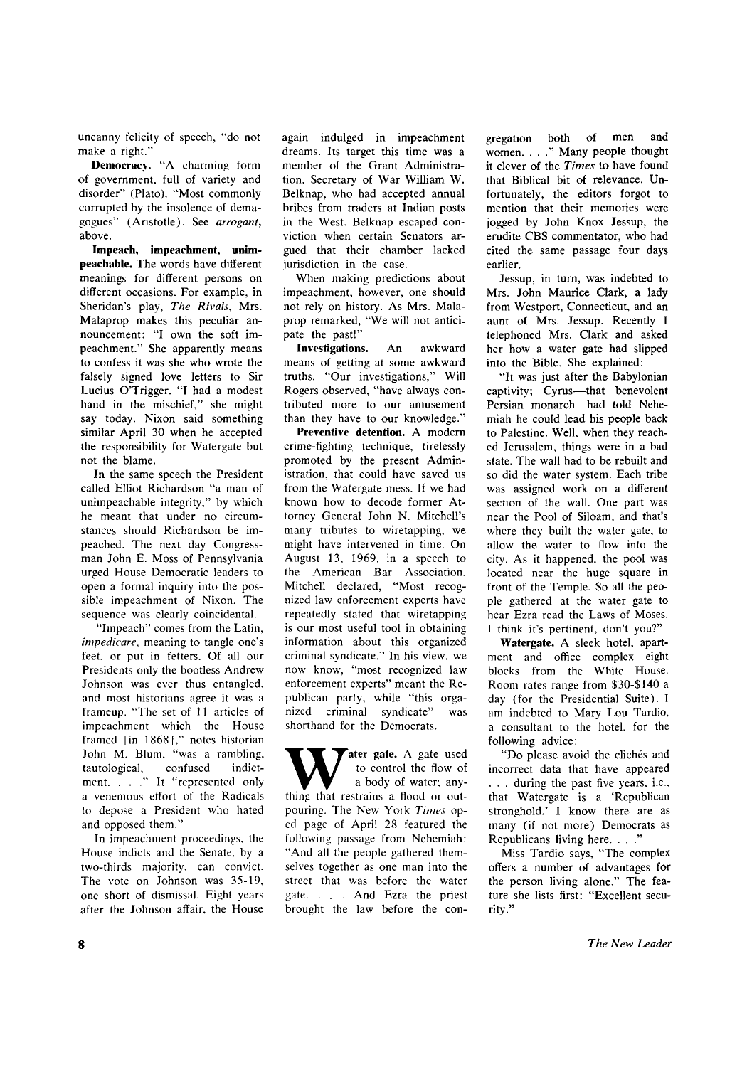uncanny felicity of speech, "do not make a right."

**Democracy.** "A charming form of government, full of variety and disorder" (Plato). "Most commonly corrupted by the insolence of demagogues" (Aristotle). See *arrogant*, above.

**Impeach, impeachment, unimpeachable.** The words have different meanings for different persons on different occasions. For example, in Sheridan's play, *The Rivals*, Mrs. Malaprop makes this peculiar announcement: "I own the soft impeachment." She apparently means to confess it was she who wrote the falsely signed love letters to Sir Lucius O'Trigger. "I had a modest hand in the mischief," she might say today. Nixon said something similar April 30 when he accepted the responsibility for Watergate but not the blame.

In the same speech the President called Elliot Richardson "a man of unimpeachable integrity," by which he meant that under no circumstances should Richardson be impeached. The next day Congressman John E. Moss of Pennsylvania urged House Democratic leaders to open a formal inquiry into the possible impeachment of Nixon. The sequence was clearly coincidental.

"Impeach" comes from the Latin, *impedicare*, meaning to tangle one's feet, or put in fetters. Of all our Presidents only the bootless Andrew Johnson was ever thus entangled, and most historians agree it was a frameup. "The set of 11 articles of impeachment which the House framed [in 1868]," notes historian John M. Blum, "was a rambling, tautological, confused indictment. . . ." It "represented only a venemous effort of the Radicals to depose a President who hated and opposed them."

In impeachment proceedings, the House indicts and the Senate, by a two-thirds majority, can convict. The vote on Johnson was 35-19, one short of dismissal. Eight years after the Johnson affair, the House again indulged in impeachment dreams. Its target this time was a member of the Grant Administration, Secretary of War William W. Belknap, who had accepted annual bribes from traders at Indian posts in the West. Belknap escaped conviction when certain Senators argued that their chamber lacked jurisdiction in the case.

When making predictions about impeachment, however, one should not rely on history. As Mrs. Malaprop remarked, "We will not anticipate the past!"

**Investigations.** An awkward means of getting at some awkward truths. "Our investigations," Will Rogers observed, "have always contributed more to our amusement than they have to our knowledge."

**Preventive detention.** A modern crime-fighting technique, tirelessly promoted by the present Administration, that could have saved us from the Watergate mess. If we had known how to decode former Attorney General John N. Mitchell's many tributes to wiretapping, we might have intervened in time. On August 13, 1969, in a speech to the American Bar Association, Mitchell declared, "Most recognized law enforcement experts have repeatedly stated that wiretapping is our most useful tool in obtaining information about this organized criminal syndicate." In his view, we now know, "most recognized law enforcement experts" meant the Republican party, while "this organized criminal syndicate" was shorthand for the Democrats.

**Water gate.** A gate used to control the flow of a body of water; anything that restrains a flood or outpouring. The New York *Times* op-ed page of April 28 featured the following passage from Nehemiah: "And all the people gathered themselves together as one man into the street that was before the water gate. . . . And Ezra the priest brought the law before the congregation both of men and women. . . ." Many people thought it clever of the *Times* to have found that Biblical bit of relevance. Unfortunately, the editors forgot to mention that their memories were jogged by John Knox Jessup, the erudite CBS commentator, who had cited the same passage four days earlier.

Jessup, in turn, was indebted to Mrs. John Maurice Clark, a lady from Westport, Connecticut, and an aunt of Mrs. Jessup. Recently I telephoned Mrs. Clark and asked her how a water gate had slipped into the Bible. She explained:

"It was just after the Babylonian captivity; Cyrus—that benevolent Persian monarch—had told Nehemiah he could lead his people back to Palestine. Well, when they reached Jerusalem, things were in a bad state. The wall had to be rebuilt and so did the water system. Each tribe was assigned work on a different section of the wall. One part was near the Pool of Siloam, and that's where they built the water gate, to allow the water to flow into the city. As it happened, the pool was located near the huge square in front of the Temple. So all the people gathered at the water gate to hear Ezra read the Laws of Moses. I think it's pertinent, don't you?"

**Watergate.** A sleek hotel, apartment and office complex eight blocks from the White House. Room rates range from $30-$140 a day (for the Presidential Suite). I am indebted to Mary Lou Tardio, a consultant to the hotel, for the following advice:

"Do please avoid the clichés and incorrect data that have appeared . . . during the past five years, i.e., that Watergate is a 'Republican stronghold.' I know there are as many (if not more) Democrats as Republicans living here. . . ."

Miss Tardio says, "The complex offers a number of advantages for the person living alone." The feature she lists first: "Excellent security."